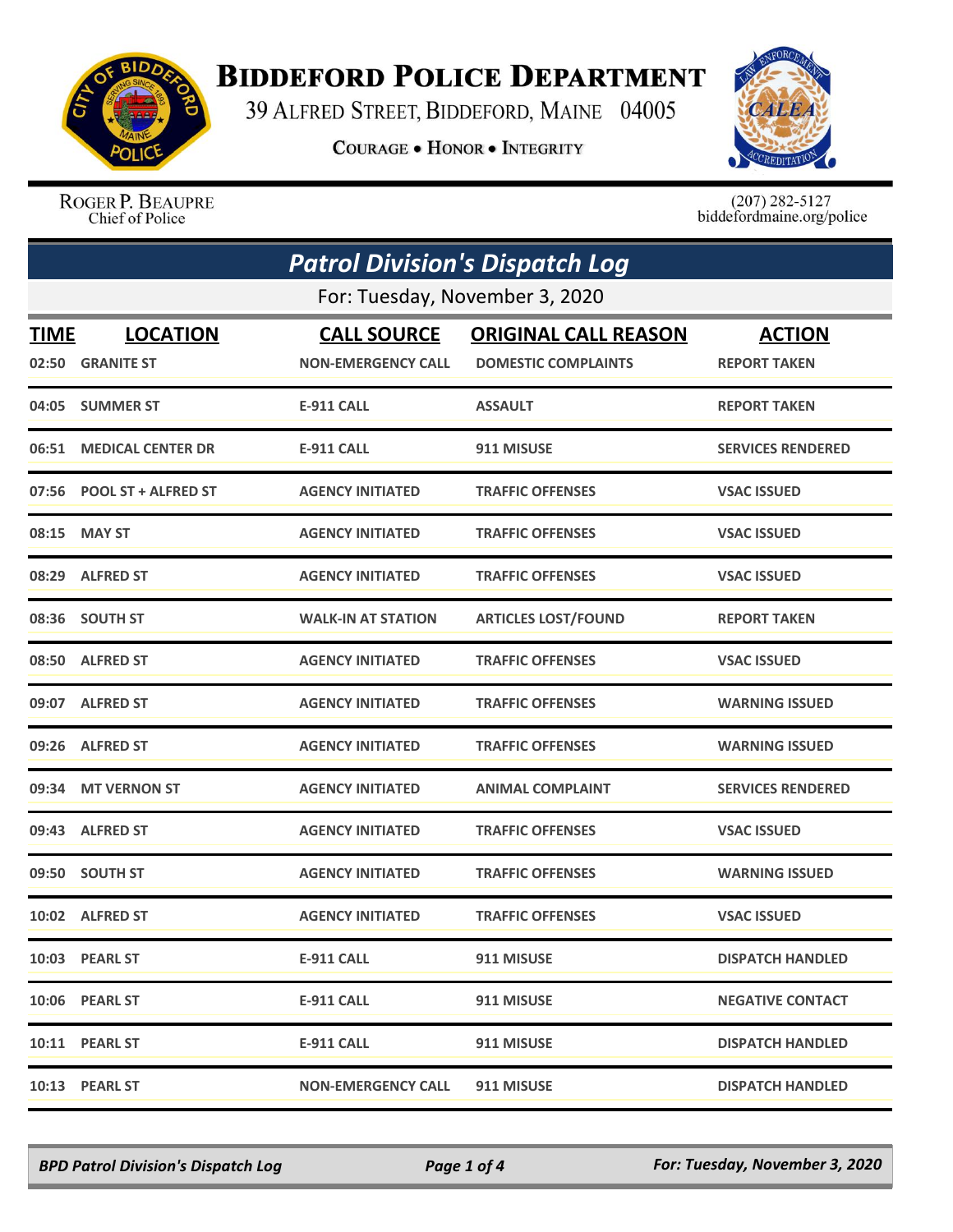# Biddeford Police Department

39 Alfred Street, Biddeford, Maine 04005

**Courage • Honor • Integrity**

Roger P. Beaupre
Chief of Police

(207) 282-5127
biddefordmaine.org/police

## *Patrol Division's Dispatch Log*

For: Tuesday, November 3, 2020

| TIME | LOCATION | CALL SOURCE | ORIGINAL CALL REASON | ACTION |
|---|---|---|---|---|
| 02:50 | GRANITE ST | NON-EMERGENCY CALL | DOMESTIC COMPLAINTS | REPORT TAKEN |
| 04:05 | SUMMER ST | E-911 CALL | ASSAULT | REPORT TAKEN |
| 06:51 | MEDICAL CENTER DR | E-911 CALL | 911 MISUSE | SERVICES RENDERED |
| 07:56 | POOL ST + ALFRED ST | AGENCY INITIATED | TRAFFIC OFFENSES | VSAC ISSUED |
| 08:15 | MAY ST | AGENCY INITIATED | TRAFFIC OFFENSES | VSAC ISSUED |
| 08:29 | ALFRED ST | AGENCY INITIATED | TRAFFIC OFFENSES | VSAC ISSUED |
| 08:36 | SOUTH ST | WALK-IN AT STATION | ARTICLES LOST/FOUND | REPORT TAKEN |
| 08:50 | ALFRED ST | AGENCY INITIATED | TRAFFIC OFFENSES | VSAC ISSUED |
| 09:07 | ALFRED ST | AGENCY INITIATED | TRAFFIC OFFENSES | WARNING ISSUED |
| 09:26 | ALFRED ST | AGENCY INITIATED | TRAFFIC OFFENSES | WARNING ISSUED |
| 09:34 | MT VERNON ST | AGENCY INITIATED | ANIMAL COMPLAINT | SERVICES RENDERED |
| 09:43 | ALFRED ST | AGENCY INITIATED | TRAFFIC OFFENSES | VSAC ISSUED |
| 09:50 | SOUTH ST | AGENCY INITIATED | TRAFFIC OFFENSES | WARNING ISSUED |
| 10:02 | ALFRED ST | AGENCY INITIATED | TRAFFIC OFFENSES | VSAC ISSUED |
| 10:03 | PEARL ST | E-911 CALL | 911 MISUSE | DISPATCH HANDLED |
| 10:06 | PEARL ST | E-911 CALL | 911 MISUSE | NEGATIVE CONTACT |
| 10:11 | PEARL ST | E-911 CALL | 911 MISUSE | DISPATCH HANDLED |
| 10:13 | PEARL ST | NON-EMERGENCY CALL | 911 MISUSE | DISPATCH HANDLED |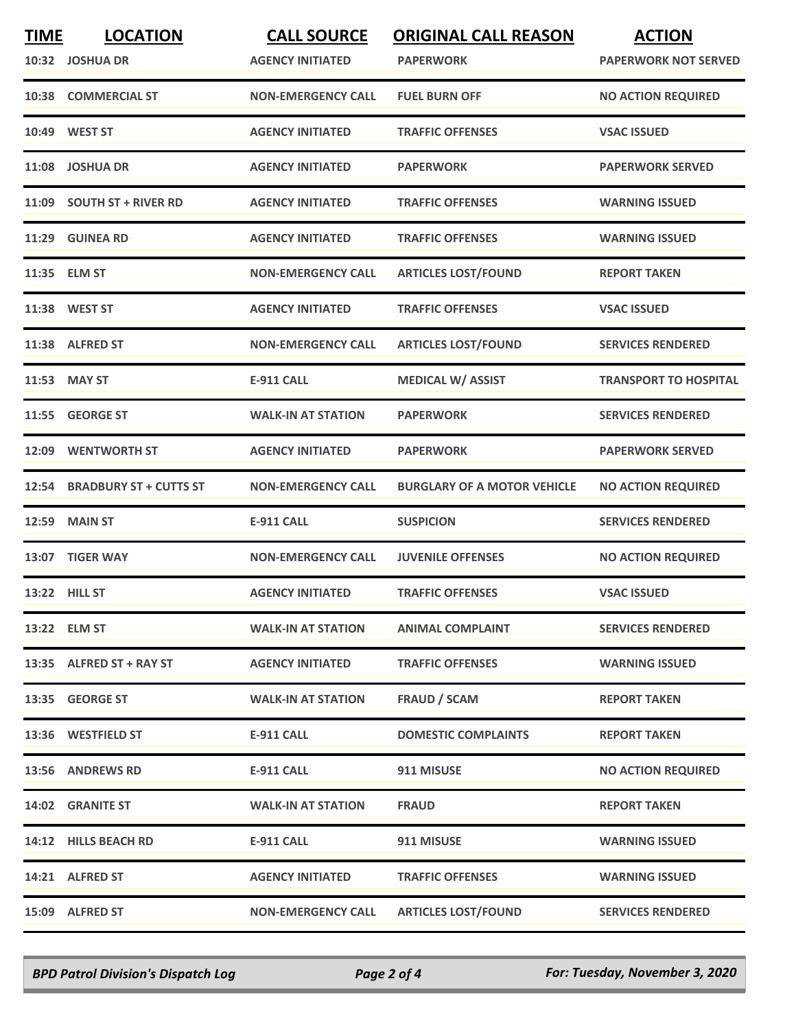| TIME | LOCATION | CALL SOURCE | ORIGINAL CALL REASON | ACTION |
|---|---|---|---|---|
| 10:32 | JOSHUA DR | AGENCY INITIATED | PAPERWORK | PAPERWORK NOT SERVED |
| 10:38 | COMMERCIAL ST | NON-EMERGENCY CALL | FUEL BURN OFF | NO ACTION REQUIRED |
| 10:49 | WEST ST | AGENCY INITIATED | TRAFFIC OFFENSES | VSAC ISSUED |
| 11:08 | JOSHUA DR | AGENCY INITIATED | PAPERWORK | PAPERWORK SERVED |
| 11:09 | SOUTH ST + RIVER RD | AGENCY INITIATED | TRAFFIC OFFENSES | WARNING ISSUED |
| 11:29 | GUINEA RD | AGENCY INITIATED | TRAFFIC OFFENSES | WARNING ISSUED |
| 11:35 | ELM ST | NON-EMERGENCY CALL | ARTICLES LOST/FOUND | REPORT TAKEN |
| 11:38 | WEST ST | AGENCY INITIATED | TRAFFIC OFFENSES | VSAC ISSUED |
| 11:38 | ALFRED ST | NON-EMERGENCY CALL | ARTICLES LOST/FOUND | SERVICES RENDERED |
| 11:53 | MAY ST | E-911 CALL | MEDICAL W/ ASSIST | TRANSPORT TO HOSPITAL |
| 11:55 | GEORGE ST | WALK-IN AT STATION | PAPERWORK | SERVICES RENDERED |
| 12:09 | WENTWORTH ST | AGENCY INITIATED | PAPERWORK | PAPERWORK SERVED |
| 12:54 | BRADBURY ST + CUTTS ST | NON-EMERGENCY CALL | BURGLARY OF A MOTOR VEHICLE | NO ACTION REQUIRED |
| 12:59 | MAIN ST | E-911 CALL | SUSPICION | SERVICES RENDERED |
| 13:07 | TIGER WAY | NON-EMERGENCY CALL | JUVENILE OFFENSES | NO ACTION REQUIRED |
| 13:22 | HILL ST | AGENCY INITIATED | TRAFFIC OFFENSES | VSAC ISSUED |
| 13:22 | ELM ST | WALK-IN AT STATION | ANIMAL COMPLAINT | SERVICES RENDERED |
| 13:35 | ALFRED ST + RAY ST | AGENCY INITIATED | TRAFFIC OFFENSES | WARNING ISSUED |
| 13:35 | GEORGE ST | WALK-IN AT STATION | FRAUD / SCAM | REPORT TAKEN |
| 13:36 | WESTFIELD ST | E-911 CALL | DOMESTIC COMPLAINTS | REPORT TAKEN |
| 13:56 | ANDREWS RD | E-911 CALL | 911 MISUSE | NO ACTION REQUIRED |
| 14:02 | GRANITE ST | WALK-IN AT STATION | FRAUD | REPORT TAKEN |
| 14:12 | HILLS BEACH RD | E-911 CALL | 911 MISUSE | WARNING ISSUED |
| 14:21 | ALFRED ST | AGENCY INITIATED | TRAFFIC OFFENSES | WARNING ISSUED |
| 15:09 | ALFRED ST | NON-EMERGENCY CALL | ARTICLES LOST/FOUND | SERVICES RENDERED |

*BPD Patrol Division's Dispatch Log* — *For: Tuesday, November 3, 2020*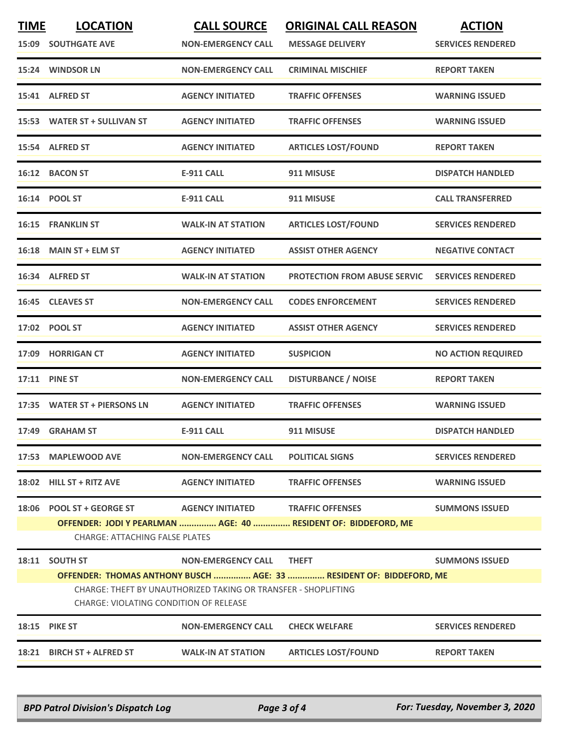| TIME | LOCATION | CALL SOURCE | ORIGINAL CALL REASON | ACTION |
|---|---|---|---|---|
| 15:09 | SOUTHGATE AVE | NON-EMERGENCY CALL | MESSAGE DELIVERY | SERVICES RENDERED |
| 15:24 | WINDSOR LN | NON-EMERGENCY CALL | CRIMINAL MISCHIEF | REPORT TAKEN |
| 15:41 | ALFRED ST | AGENCY INITIATED | TRAFFIC OFFENSES | WARNING ISSUED |
| 15:53 | WATER ST + SULLIVAN ST | AGENCY INITIATED | TRAFFIC OFFENSES | WARNING ISSUED |
| 15:54 | ALFRED ST | AGENCY INITIATED | ARTICLES LOST/FOUND | REPORT TAKEN |
| 16:12 | BACON ST | E-911 CALL | 911 MISUSE | DISPATCH HANDLED |
| 16:14 | POOL ST | E-911 CALL | 911 MISUSE | CALL TRANSFERRED |
| 16:15 | FRANKLIN ST | WALK-IN AT STATION | ARTICLES LOST/FOUND | SERVICES RENDERED |
| 16:18 | MAIN ST + ELM ST | AGENCY INITIATED | ASSIST OTHER AGENCY | NEGATIVE CONTACT |
| 16:34 | ALFRED ST | WALK-IN AT STATION | PROTECTION FROM ABUSE SERVIC | SERVICES RENDERED |
| 16:45 | CLEAVES ST | NON-EMERGENCY CALL | CODES ENFORCEMENT | SERVICES RENDERED |
| 17:02 | POOL ST | AGENCY INITIATED | ASSIST OTHER AGENCY | SERVICES RENDERED |
| 17:09 | HORRIGAN CT | AGENCY INITIATED | SUSPICION | NO ACTION REQUIRED |
| 17:11 | PINE ST | NON-EMERGENCY CALL | DISTURBANCE / NOISE | REPORT TAKEN |
| 17:35 | WATER ST + PIERSONS LN | AGENCY INITIATED | TRAFFIC OFFENSES | WARNING ISSUED |
| 17:49 | GRAHAM ST | E-911 CALL | 911 MISUSE | DISPATCH HANDLED |
| 17:53 | MAPLEWOOD AVE | NON-EMERGENCY CALL | POLITICAL SIGNS | SERVICES RENDERED |
| 18:02 | HILL ST + RITZ AVE | AGENCY INITIATED | TRAFFIC OFFENSES | WARNING ISSUED |
| 18:06 | POOL ST + GEORGE ST | AGENCY INITIATED | TRAFFIC OFFENSES | SUMMONS ISSUED |
| | OFFENDER: JODI Y PEARLMAN ............... AGE: 40 ............... RESIDENT OF: BIDDEFORD, ME | | | |
| | CHARGE: ATTACHING FALSE PLATES | | | |
| 18:11 | SOUTH ST | NON-EMERGENCY CALL | THEFT | SUMMONS ISSUED |
| | OFFENDER: THOMAS ANTHONY BUSCH ............... AGE: 33 ............... RESIDENT OF: BIDDEFORD, ME | | | |
| | CHARGE: THEFT BY UNAUTHORIZED TAKING OR TRANSFER - SHOPLIFTING | | | |
| | CHARGE: VIOLATING CONDITION OF RELEASE | | | |
| 18:15 | PIKE ST | NON-EMERGENCY CALL | CHECK WELFARE | SERVICES RENDERED |
| 18:21 | BIRCH ST + ALFRED ST | WALK-IN AT STATION | ARTICLES LOST/FOUND | REPORT TAKEN |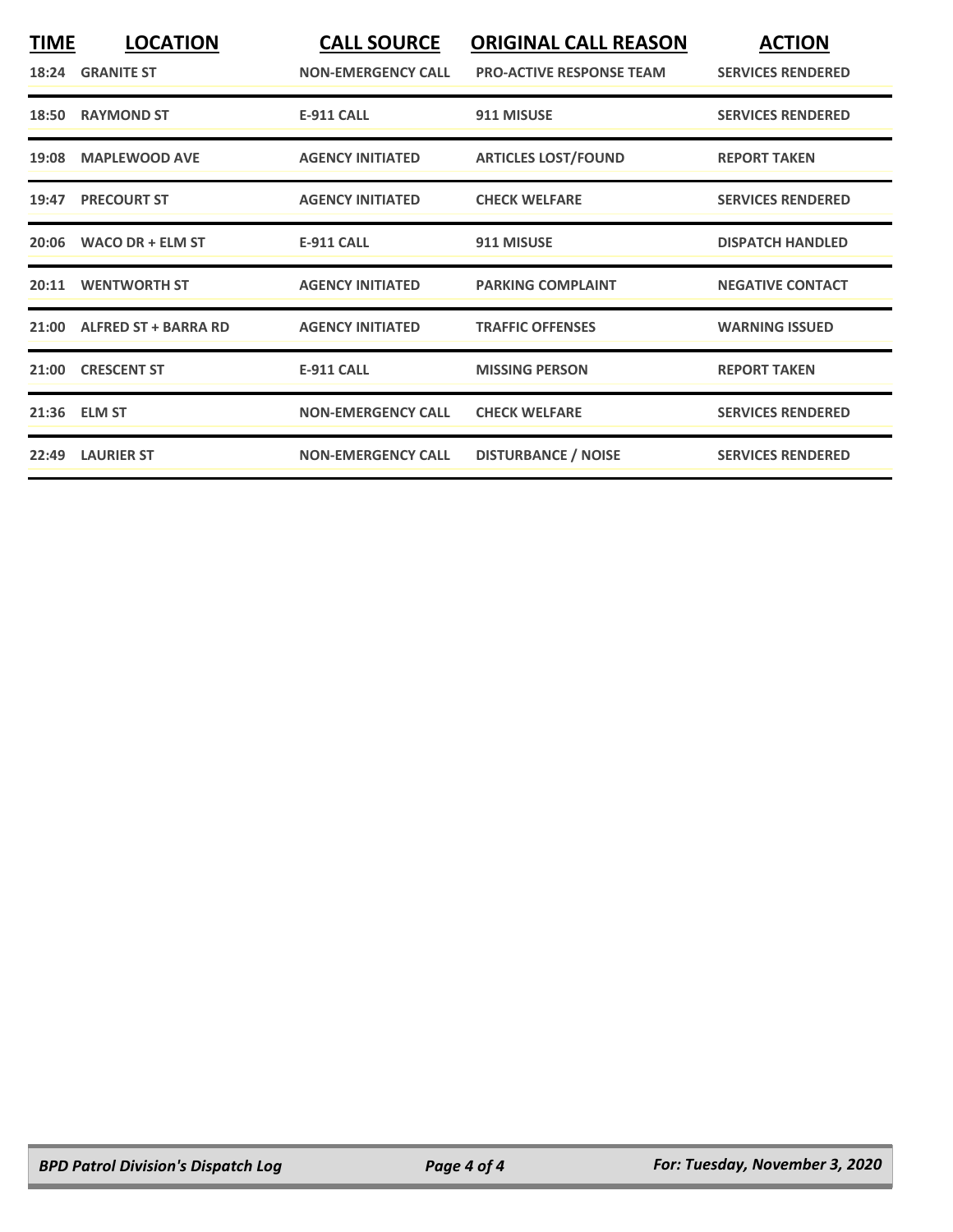| TIME | LOCATION | CALL SOURCE | ORIGINAL CALL REASON | ACTION |
|---|---|---|---|---|
| 18:24 | GRANITE ST | NON-EMERGENCY CALL | PRO-ACTIVE RESPONSE TEAM | SERVICES RENDERED |
| 18:50 | RAYMOND ST | E-911 CALL | 911 MISUSE | SERVICES RENDERED |
| 19:08 | MAPLEWOOD AVE | AGENCY INITIATED | ARTICLES LOST/FOUND | REPORT TAKEN |
| 19:47 | PRECOURT ST | AGENCY INITIATED | CHECK WELFARE | SERVICES RENDERED |
| 20:06 | WACO DR + ELM ST | E-911 CALL | 911 MISUSE | DISPATCH HANDLED |
| 20:11 | WENTWORTH ST | AGENCY INITIATED | PARKING COMPLAINT | NEGATIVE CONTACT |
| 21:00 | ALFRED ST + BARRA RD | AGENCY INITIATED | TRAFFIC OFFENSES | WARNING ISSUED |
| 21:00 | CRESCENT ST | E-911 CALL | MISSING PERSON | REPORT TAKEN |
| 21:36 | ELM ST | NON-EMERGENCY CALL | CHECK WELFARE | SERVICES RENDERED |
| 22:49 | LAURIER ST | NON-EMERGENCY CALL | DISTURBANCE / NOISE | SERVICES RENDERED |